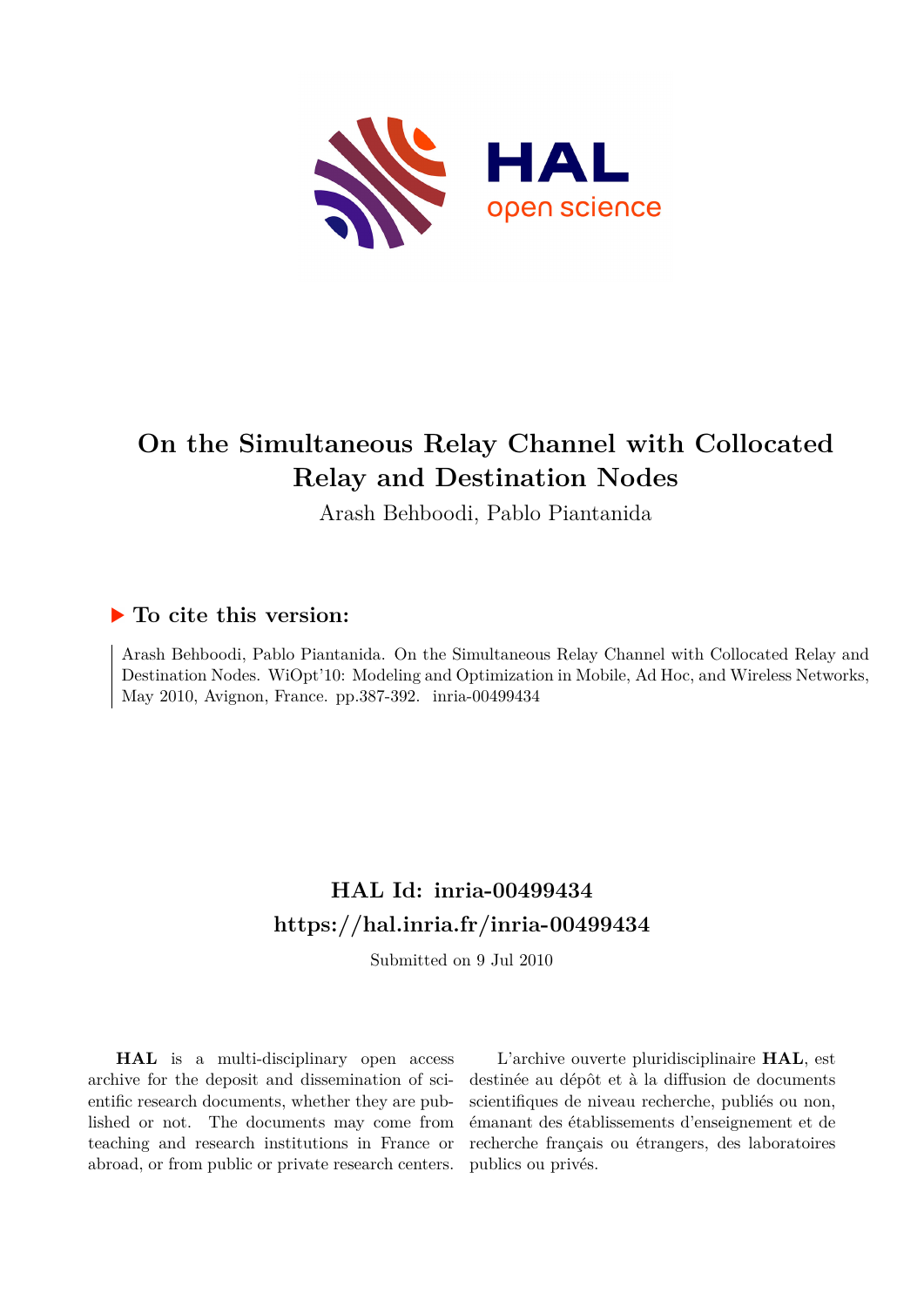# On the Simultaneous Relay Channel with Collocated Relay and Destination Nodes

Arash Behboodi, Pablo Piantanida

## ▶ To cite this version:

Arash Behboodi, Pablo Piantanida. On the Simultaneous Relay Channel with Collocated Relay and Destination Nodes. WiOpt'10: Modeling and Optimization in Mobile, Ad Hoc, and Wireless Networks, May 2010, Avignon, France. pp.387-392. inria-00499434

## HAL Id: inria-00499434

## https://hal.inria.fr/inria-00499434

Submitted on 9 Jul 2010

**HAL** is a multi-disciplinary open access archive for the deposit and dissemination of scientific research documents, whether they are published or not. The documents may come from teaching and research institutions in France or abroad, or from public or private research centers.

L'archive ouverte pluridisciplinaire **HAL**, est destinée au dépôt et à la diffusion de documents scientifiques de niveau recherche, publiés ou non, émanant des établissements d'enseignement et de recherche français ou étrangers, des laboratoires publics ou privés.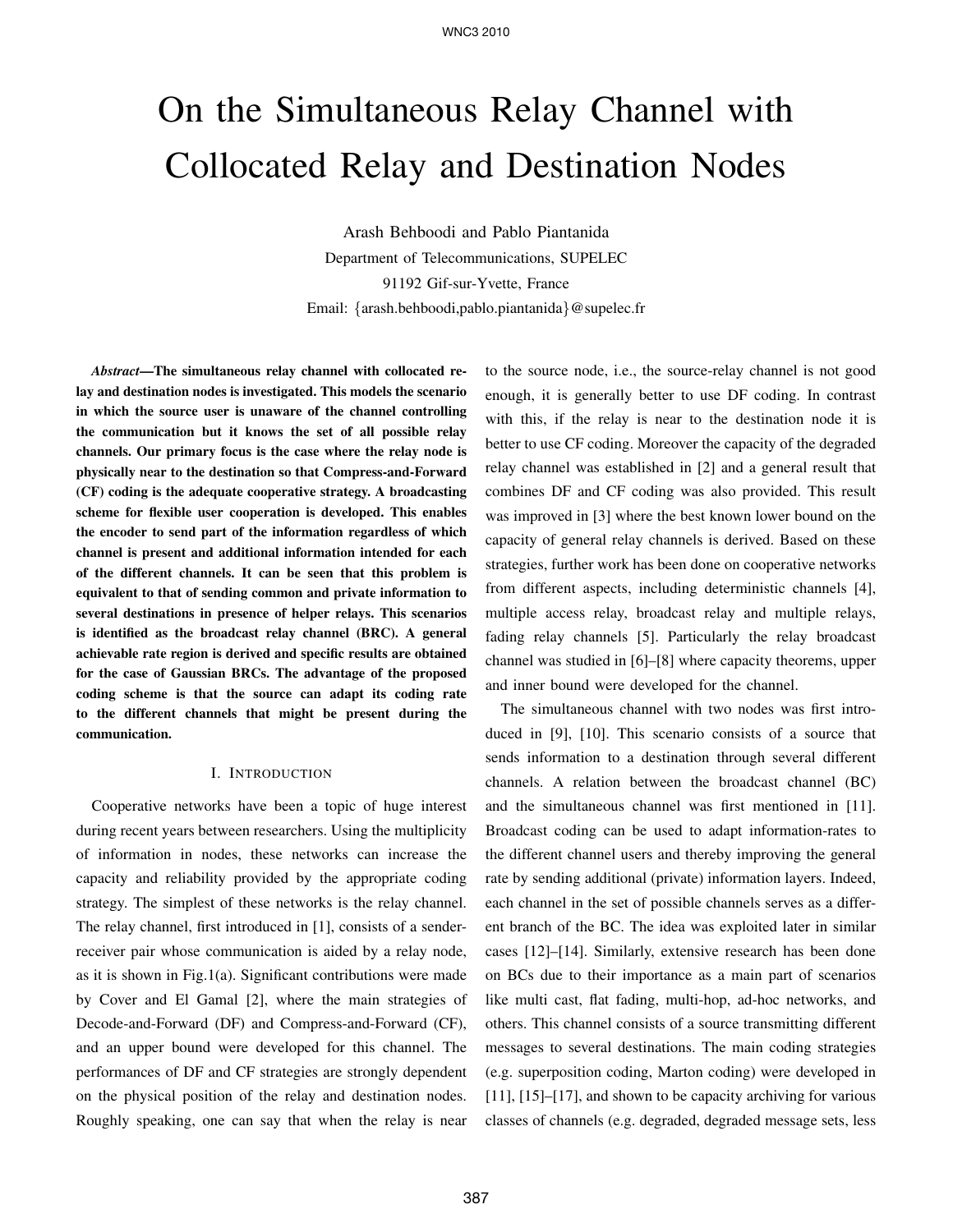# On the Simultaneous Relay Channel with Collocated Relay and Destination Nodes

Arash Behboodi and Pablo Piantanida
Department of Telecommunications, SUPELEC
91192 Gif-sur-Yvette, France
Email: {arash.behboodi,pablo.piantanida}@supelec.fr

***Abstract*—The simultaneous relay channel with collocated relay and destination nodes is investigated. This models the scenario in which the source user is unaware of the channel controlling the communication but it knows the set of all possible relay channels. Our primary focus is the case where the relay node is physically near to the destination so that Compress-and-Forward (CF) coding is the adequate cooperative strategy. A broadcasting scheme for flexible user cooperation is developed. This enables the encoder to send part of the information regardless of which channel is present and additional information intended for each of the different channels. It can be seen that this problem is equivalent to that of sending common and private information to several destinations in presence of helper relays. This scenarios is identified as the broadcast relay channel (BRC). A general achievable rate region is derived and specific results are obtained for the case of Gaussian BRCs. The advantage of the proposed coding scheme is that the source can adapt its coding rate to the different channels that might be present during the communication.**

## I. Introduction

Cooperative networks have been a topic of huge interest during recent years between researchers. Using the multiplicity of information in nodes, these networks can increase the capacity and reliability provided by the appropriate coding strategy. The simplest of these networks is the relay channel. The relay channel, first introduced in [1], consists of a sender-receiver pair whose communication is aided by a relay node, as it is shown in Fig.1(a). Significant contributions were made by Cover and El Gamal [2], where the main strategies of Decode-and-Forward (DF) and Compress-and-Forward (CF), and an upper bound were developed for this channel. The performances of DF and CF strategies are strongly dependent on the physical position of the relay and destination nodes. Roughly speaking, one can say that when the relay is near to the source node, i.e., the source-relay channel is not good enough, it is generally better to use DF coding. In contrast with this, if the relay is near to the destination node it is better to use CF coding. Moreover the capacity of the degraded relay channel was established in [2] and a general result that combines DF and CF coding was also provided. This result was improved in [3] where the best known lower bound on the capacity of general relay channels is derived. Based on these strategies, further work has been done on cooperative networks from different aspects, including deterministic channels [4], multiple access relay, broadcast relay and multiple relays, fading relay channels [5]. Particularly the relay broadcast channel was studied in [6]–[8] where capacity theorems, upper and inner bound were developed for the channel.

The simultaneous channel with two nodes was first introduced in [9], [10]. This scenario consists of a source that sends information to a destination through several different channels. A relation between the broadcast channel (BC) and the simultaneous channel was first mentioned in [11]. Broadcast coding can be used to adapt information-rates to the different channel users and thereby improving the general rate by sending additional (private) information layers. Indeed, each channel in the set of possible channels serves as a different branch of the BC. The idea was exploited later in similar cases [12]–[14]. Similarly, extensive research has been done on BCs due to their importance as a main part of scenarios like multi cast, flat fading, multi-hop, ad-hoc networks, and others. This channel consists of a source transmitting different messages to several destinations. The main coding strategies (e.g. superposition coding, Marton coding) were developed in [11], [15]–[17], and shown to be capacity archiving for various classes of channels (e.g. degraded, degraded message sets, less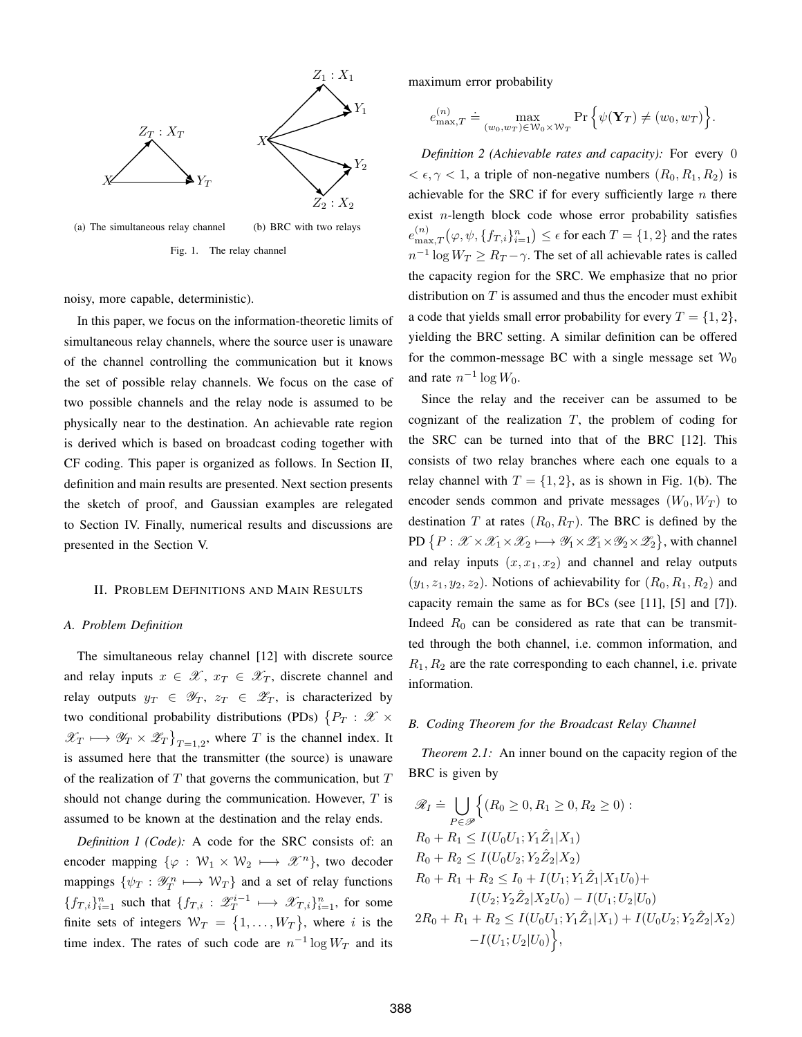$Z_T : X_T$

$X$

$Y_T$

(a) The simultaneous relay channel

$Z_1 : X_1$

$Y_1$

$X$

$Y_2$

$Z_2 : X_2$

(b) BRC with two relays

Fig. 1. The relay channel

noisy, more capable, deterministic).

In this paper, we focus on the information-theoretic limits of simultaneous relay channels, where the source user is unaware of the channel controlling the communication but it knows the set of possible relay channels. We focus on the case of two possible channels and the relay node is assumed to be physically near to the destination. An achievable rate region is derived which is based on broadcast coding together with CF coding. This paper is organized as follows. In Section II, definition and main results are presented. Next section presents the sketch of proof, and Gaussian examples are relegated to Section IV. Finally, numerical results and discussions are presented in the Section V.

## II. Problem Definitions and Main Results

### A. Problem Definition

The simultaneous relay channel [12] with discrete source and relay inputs $x \in \mathscr{X}$, $x_T \in \mathscr{X}_T$, discrete channel and relay outputs $y_T \in \mathscr{Y}_T$, $z_T \in \mathscr{Z}_T$, is characterized by two conditional probability distributions (PDs) $\big\{P_T : \mathscr{X} \times \mathscr{X}_T \longmapsto \mathscr{Y}_T \times \mathscr{Z}_T\big\}_{T=1,2}$, where $T$ is the channel index. It is assumed here that the transmitter (the source) is unaware of the realization of $T$ that governs the communication, but $T$ should not change during the communication. However, $T$ is assumed to be known at the destination and the relay ends.

*Definition 1 (Code):* A code for the SRC consists of: an encoder mapping $\{\varphi : \mathcal{W}_1 \times \mathcal{W}_2 \longmapsto \mathscr{X}^n\}$, two decoder mappings $\{\psi_T : \mathscr{Y}_T^n \longmapsto \mathcal{W}_T\}$ and a set of relay functions $\{f_{T,i}\}_{i=1}^n$ such that $\{f_{T,i} : \mathscr{Z}_T^{i-1} \longmapsto \mathscr{X}_{T,i}\}_{i=1}^n$, for some finite sets of integers $\mathcal{W}_T = \big\{1, \dots, W_T\big\}$, where $i$ is the time index. The rates of such code are $n^{-1}\log W_T$ and its maximum error probability

$$e_{\max,T}^{(n)} \doteq \max_{(w_0,w_T)\in\mathcal{W}_0\times\mathcal{W}_T} \Pr\Big\{\psi(\mathbf{Y}_T) \neq (w_0, w_T)\Big\}.$$

*Definition 2 (Achievable rates and capacity):* For every $0 < \epsilon, \gamma < 1$, a triple of non-negative numbers $(R_0, R_1, R_2)$ is achievable for the SRC if for every sufficiently large $n$ there exist $n$-length block code whose error probability satisfies $e_{\max,T}^{(n)}\big(\varphi, \psi, \{f_{T,i}\}_{i=1}^n\big) \leq \epsilon$ for each $T = \{1, 2\}$ and the rates $n^{-1}\log W_T \geq R_T - \gamma$. The set of all achievable rates is called the capacity region for the SRC. We emphasize that no prior distribution on $T$ is assumed and thus the encoder must exhibit a code that yields small error probability for every $T = \{1, 2\}$, yielding the BRC setting. A similar definition can be offered for the common-message BC with a single message set $\mathcal{W}_0$ and rate $n^{-1}\log W_0$.

Since the relay and the receiver can be assumed to be cognizant of the realization $T$, the problem of coding for the SRC can be turned into that of the BRC [12]. This consists of two relay branches where each one equals to a relay channel with $T = \{1, 2\}$, as is shown in Fig. 1(b). The encoder sends common and private messages $(W_0, W_T)$ to destination $T$ at rates $(R_0, R_T)$. The BRC is defined by the PD $\big\{P : \mathscr{X} \times \mathscr{X}_1 \times \mathscr{X}_2 \longmapsto \mathscr{Y}_1 \times \mathscr{Z}_1 \times \mathscr{Y}_2 \times \mathscr{Z}_2\big\}$, with channel and relay inputs $(x, x_1, x_2)$ and channel and relay outputs $(y_1, z_1, y_2, z_2)$. Notions of achievability for $(R_0, R_1, R_2)$ and capacity remain the same as for BCs (see [11], [5] and [7]). Indeed $R_0$ can be considered as rate that can be transmitted through the both channel, i.e. common information, and $R_1, R_2$ are the rate corresponding to each channel, i.e. private information.

### B. Coding Theorem for the Broadcast Relay Channel

*Theorem 2.1:* An inner bound on the capacity region of the BRC is given by

$$
\begin{aligned}
\mathscr{R}_I \doteq \bigcup_{P\in\mathscr{P}} \Big\{&(R_0 \geq 0, R_1 \geq 0, R_2 \geq 0) : \\
R_0 + R_1 &\leq I(U_0U_1; Y_1\hat{Z}_1|X_1) \\
R_0 + R_2 &\leq I(U_0U_2; Y_2\hat{Z}_2|X_2) \\
R_0 + R_1 + R_2 &\leq I_0 + I(U_1; Y_1\hat{Z}_1|X_1U_0) + \\
&\quad I(U_2; Y_2\hat{Z}_2|X_2U_0) - I(U_1; U_2|U_0) \\
2R_0 + R_1 + R_2 &\leq I(U_0U_1; Y_1\hat{Z}_1|X_1) + I(U_0U_2; Y_2\hat{Z}_2|X_2) \\
&\quad - I(U_1; U_2|U_0)\Big\},
\end{aligned}
$$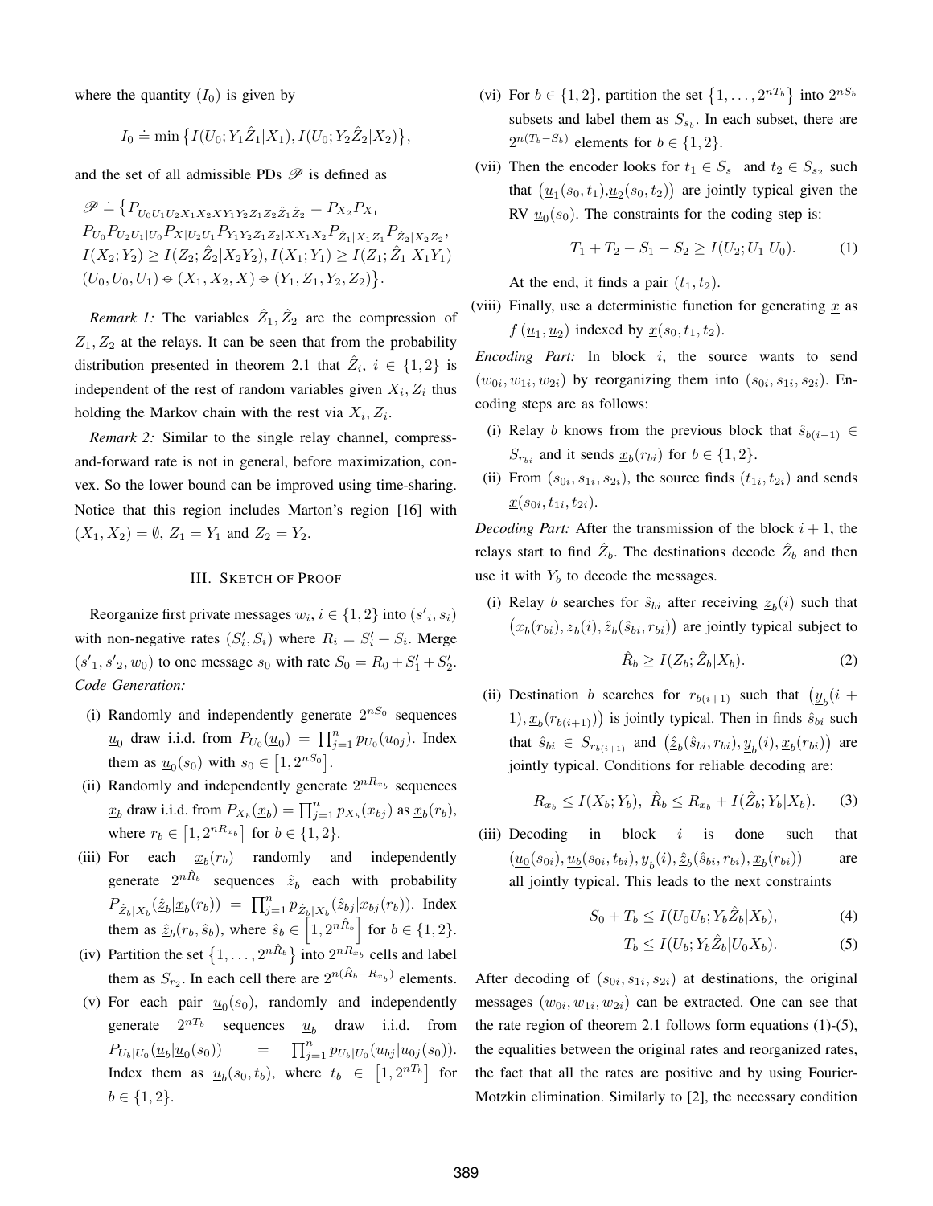where the quantity $(I_0)$ is given by

$$I_0 \doteq \min\big\{I(U_0;Y_1\hat{Z}_1|X_1), I(U_0;Y_2\hat{Z}_2|X_2)\big\},$$

and the set of all admissible PDs $\mathscr{P}$ is defined as

$$\mathscr{P} \doteq \big\{P_{U_0U_1U_2X_1X_2XY_1Y_2Z_1Z_2\hat{Z}_1\hat{Z}_2} = P_{X_2}P_{X_1} P_{U_0}P_{U_2U_1|U_0}P_{X|U_2U_1}P_{Y_1Y_2Z_1Z_2|XX_1X_2}P_{\hat{Z}_1|X_1Z_1}P_{\hat{Z}_2|X_2Z_2}, I(X_2;Y_2) \geq I(Z_2;\hat{Z}_2|X_2Y_2), I(X_1;Y_1) \geq I(Z_1;\hat{Z}_1|X_1Y_1) (U_0,U_0,U_1) \ominus (X_1,X_2,X) \ominus (Y_1,Z_1,Y_2,Z_2)\big\}.$$

*Remark 1:* The variables $\hat{Z}_1, \hat{Z}_2$ are the compression of $Z_1, Z_2$ at the relays. It can be seen that from the probability distribution presented in theorem 2.1 that $\hat{Z}_i$, $i \in \{1,2\}$ is independent of the rest of random variables given $X_i, Z_i$ thus holding the Markov chain with the rest via $X_i, Z_i$.

*Remark 2:* Similar to the single relay channel, compress-and-forward rate is not in general, before maximization, convex. So the lower bound can be improved using time-sharing. Notice that this region includes Marton's region [16] with $(X_1,X_2)=\emptyset$, $Z_1 = Y_1$ and $Z_2 = Y_2$.

## III. Sketch of Proof

Reorganize first private messages $w_i$, $i \in \{1,2\}$ into $(s'_i, s_i)$ with non-negative rates $(S'_i, S_i)$ where $R_i = S'_i + S_i$. Merge $(s'_1, s'_2, w_0)$ to one message $s_0$ with rate $S_0 = R_0 + S'_1 + S'_2$.

*Code Generation:*

(i) Randomly and independently generate $2^{nS_0}$ sequences $\underline{u}_0$ draw i.i.d. from $P_{U_0}(\underline{u}_0) = \prod_{j=1}^n p_{U_0}(u_{0j})$. Index them as $\underline{u}_0(s_0)$ with $s_0 \in \left[1, 2^{nS_0}\right]$.

(ii) Randomly and independently generate $2^{nR_{x_b}}$ sequences $\underline{x}_b$ draw i.i.d. from $P_{X_b}(\underline{x}_b) = \prod_{j=1}^n p_{X_b}(x_{bj})$ as $\underline{x}_b(r_b)$, where $r_b \in \left[1, 2^{nR_{x_b}}\right]$ for $b \in \{1,2\}$.

(iii) For each $\underline{x}_b(r_b)$ randomly and independently generate $2^{n\hat{R}_b}$ sequences $\underline{\hat{z}}_b$ each with probability $P_{\hat{Z}_b|X_b}(\underline{\hat{z}}_b|\underline{x}_b(r_b)) = \prod_{j=1}^n p_{\hat{Z}_b|X_b}(\hat{z}_{bj}|x_{bj}(r_b))$. Index them as $\underline{\hat{z}}_b(r_b, \hat{s}_b)$, where $\hat{s}_b \in \left[1, 2^{n\hat{R}_b}\right]$ for $b \in \{1,2\}$.

(iv) Partition the set $\left\{1, \ldots, 2^{n\hat{R}_b}\right\}$ into $2^{nR_{x_b}}$ cells and label them as $S_{r_2}$. In each cell there are $2^{n(\hat{R}_b - R_{x_b})}$ elements.

(v) For each pair $\underline{u}_0(s_0)$, randomly and independently generate $2^{nT_b}$ sequences $\underline{u}_b$ draw i.i.d. from $P_{U_b|U_0}(\underline{u}_b|\underline{u}_0(s_0)) = \prod_{j=1}^n p_{U_b|U_0}(u_{bj}|u_{0j}(s_0))$. Index them as $\underline{u}_b(s_0, t_b)$, where $t_b \in \left[1, 2^{nT_b}\right]$ for $b \in \{1,2\}$.

(vi) For $b \in \{1,2\}$, partition the set $\left\{1, \ldots, 2^{nT_b}\right\}$ into $2^{nS_b}$ subsets and label them as $S_{s_b}$. In each subset, there are $2^{n(T_b - S_b)}$ elements for $b \in \{1,2\}$.

(vii) Then the encoder looks for $t_1 \in S_{s_1}$ and $t_2 \in S_{s_2}$ such that $\big(\underline{u}_1(s_0,t_1), \underline{u}_2(s_0,t_2)\big)$ are jointly typical given the RV $\underline{u}_0(s_0)$. The constraints for the coding step is:

$$T_1 + T_2 - S_1 - S_2 \geq I(U_2;U_1|U_0). \tag{1}$$

At the end, it finds a pair $(t_1, t_2)$.

(viii) Finally, use a deterministic function for generating $\underline{x}$ as $f(\underline{u}_1, \underline{u}_2)$ indexed by $\underline{x}(s_0, t_1, t_2)$.

*Encoding Part:* In block $i$, the source wants to send $(w_{0i}, w_{1i}, w_{2i})$ by reorganizing them into $(s_{0i}, s_{1i}, s_{2i})$. Encoding steps are as follows:

(i) Relay $b$ knows from the previous block that $\hat{s}_{b(i-1)} \in S_{r_{bi}}$ and it sends $\underline{x}_b(r_{bi})$ for $b \in \{1,2\}$.

(ii) From $(s_{0i}, s_{1i}, s_{2i})$, the source finds $(t_{1i}, t_{2i})$ and sends $\underline{x}(s_{0i}, t_{1i}, t_{2i})$.

*Decoding Part:* After the transmission of the block $i+1$, the relays start to find $\hat{Z}_b$. The destinations decode $\hat{Z}_b$ and then use it with $Y_b$ to decode the messages.

(i) Relay $b$ searches for $\hat{s}_{bi}$ after receiving $\underline{z}_b(i)$ such that $\big(\underline{x}_b(r_{bi}), \underline{z}_b(i), \underline{\hat{z}}_b(\hat{s}_{bi}, r_{bi})\big)$ are jointly typical subject to

$$\hat{R}_b \geq I(Z_b;\hat{Z}_b|X_b). \tag{2}$$

(ii) Destination $b$ searches for $r_{b(i+1)}$ such that $\big(\underline{y}_b(i+1), \underline{x}_b(r_{b(i+1)})\big)$ is jointly typical. Then in finds $\hat{s}_{bi}$ such that $\hat{s}_{bi} \in S_{r_{b(i+1)}}$ and $\big(\underline{\hat{z}}_b(\hat{s}_{bi}, r_{bi}), \underline{y}_b(i), \underline{x}_b(r_{bi})\big)$ are jointly typical. Conditions for reliable decoding are:

$$R_{x_b} \leq I(X_b;Y_b),\ \hat{R}_b \leq R_{x_b} + I(\hat{Z}_b;Y_b|X_b). \tag{3}$$

(iii) Decoding in block $i$ is done such that $(\underline{u_0}(s_{0i}), \underline{u_b}(s_{0i}, t_{bi}), \underline{y}_b(i), \underline{\hat{z}}_b(\hat{s}_{bi}, r_{bi}), \underline{x}_b(r_{bi}))$ are all jointly typical. This leads to the next constraints

$$S_0 + T_b \leq I(U_0U_b;Y_b\hat{Z}_b|X_b), \tag{4}$$

$$T_b \leq I(U_b;Y_b\hat{Z}_b|U_0X_b). \tag{5}$$

After decoding of $(s_{0i}, s_{1i}, s_{2i})$ at destinations, the original messages $(w_{0i}, w_{1i}, w_{2i})$ can be extracted. One can see that the rate region of theorem 2.1 follows form equations (1)-(5), the equalities between the original rates and reorganized rates, the fact that all the rates are positive and by using Fourier-Motzkin elimination. Similarly to [2], the necessary condition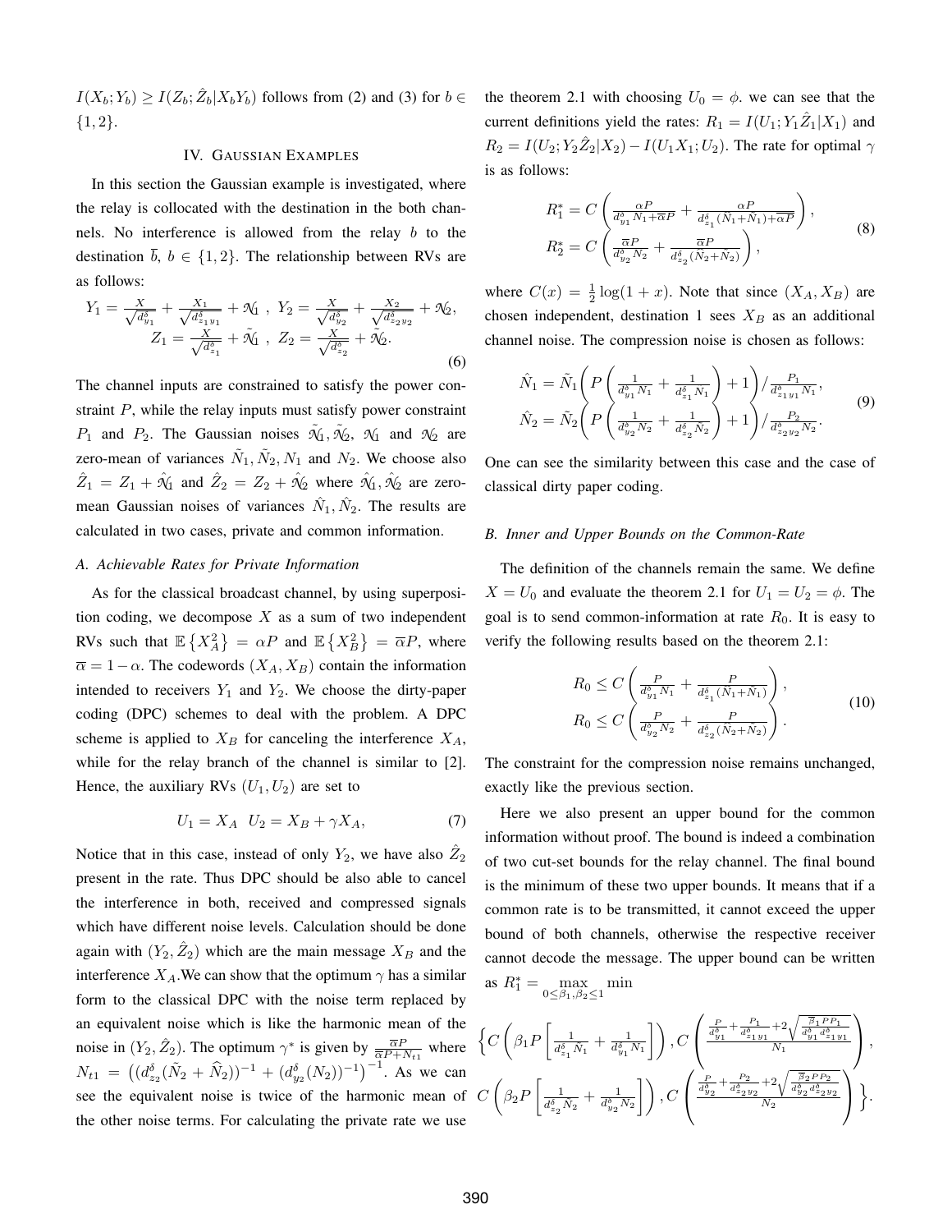$I(X_b; Y_b) \geq I(Z_b; \hat{Z}_b | X_b Y_b)$ follows from (2) and (3) for $b \in \{1, 2\}$.

## IV. Gaussian Examples

In this section the Gaussian example is investigated, where the relay is collocated with the destination in the both channels. No interference is allowed from the relay $b$ to the destination $\overline{b}$, $b \in \{1, 2\}$. The relationship between RVs are as follows:

$$
\begin{gathered}
Y_1 = \frac{X}{\sqrt{d_{y_1}^{\delta}}} + \frac{X_1}{\sqrt{d_{z_1 y_1}^{\delta}}} + \mathcal{N}_1 \ , \ Y_2 = \frac{X}{\sqrt{d_{y_2}^{\delta}}} + \frac{X_2}{\sqrt{d_{z_2 y_2}^{\delta}}} + \mathcal{N}_2, \\
Z_1 = \frac{X}{\sqrt{d_{z_1}^{\delta}}} + \tilde{\mathcal{N}}_1 \ , \ Z_2 = \frac{X}{\sqrt{d_{z_2}^{\delta}}} + \tilde{\mathcal{N}}_2.
\end{gathered} \tag{6}
$$

The channel inputs are constrained to satisfy the power constraint $P$, while the relay inputs must satisfy power constraint $P_1$ and $P_2$. The Gaussian noises $\tilde{\mathcal{N}}_1, \tilde{\mathcal{N}}_2$, $\mathcal{N}_1$ and $\mathcal{N}_2$ are zero-mean of variances $\tilde{N}_1, \tilde{N}_2, N_1$ and $N_2$. We choose also $\hat{Z}_1 = Z_1 + \hat{\mathcal{N}}_1$ and $\hat{Z}_2 = Z_2 + \hat{\mathcal{N}}_2$ where $\hat{\mathcal{N}}_1, \hat{\mathcal{N}}_2$ are zero-mean Gaussian noises of variances $\hat{N}_1, \hat{N}_2$. The results are calculated in two cases, private and common information.

### A. Achievable Rates for Private Information

As for the classical broadcast channel, by using superposition coding, we decompose $X$ as a sum of two independent RVs such that $\mathbb{E}\left\{X_A^2\right\} = \alpha P$ and $\mathbb{E}\left\{X_B^2\right\} = \overline{\alpha} P$, where $\overline{\alpha} = 1 - \alpha$. The codewords $(X_A, X_B)$ contain the information intended to receivers $Y_1$ and $Y_2$. We choose the dirty-paper coding (DPC) schemes to deal with the problem. A DPC scheme is applied to $X_B$ for canceling the interference $X_A$, while for the relay branch of the channel is similar to [2]. Hence, the auxiliary RVs $(U_1, U_2)$ are set to

$$
U_1 = X_A \quad U_2 = X_B + \gamma X_A, \tag{7}
$$

Notice that in this case, instead of only $Y_2$, we have also $\hat{Z}_2$ present in the rate. Thus DPC should be also able to cancel the interference in both, received and compressed signals which have different noise levels. Calculation should be done again with $(Y_2, \hat{Z}_2)$ which are the main message $X_B$ and the interference $X_A$.We can show that the optimum $\gamma$ has a similar form to the classical DPC with the noise term replaced by an equivalent noise which is like the harmonic mean of the noise in $(Y_2, \hat{Z}_2)$. The optimum $\gamma^*$ is given by $\frac{\overline{\alpha} P}{\overline{\alpha} P + N_{t1}}$ where $N_{t1} = \left( (d_{z_2}^{\delta}(\tilde{N}_2 + \widehat{N}_2))^{-1} + (d_{y_2}^{\delta}(N_2))^{-1} \right)^{-1}$. As we can see the equivalent noise is twice of the harmonic mean of the other noise terms. For calculating the private rate we use the theorem 2.1 with choosing $U_0 = \phi$. we can see that the current definitions yield the rates: $R_1 = I(U_1; Y_1 \hat{Z}_1 | X_1)$ and $R_2 = I(U_2; Y_2 \hat{Z}_2 | X_2) - I(U_1 X_1; U_2)$. The rate for optimal $\gamma$ is as follows:

$$
\begin{aligned}
R_1^* &= C\left( \frac{\alpha P}{d_{y_1}^{\delta} N_1 + \overline{\alpha} P} + \frac{\alpha P}{d_{z_1}^{\delta} (\tilde{N}_1 + \hat{N}_1) + \overline{\alpha P}} \right), \\
R_2^* &= C\left( \frac{\overline{\alpha} P}{d_{y_2}^{\delta} N_2} + \frac{\overline{\alpha} P}{d_{z_2}^{\delta} (\tilde{N}_2 + \hat{N}_2)} \right),
\end{aligned} \tag{8}
$$

where $C(x) = \frac{1}{2} \log(1 + x)$. Note that since $(X_A, X_B)$ are chosen independent, destination 1 sees $X_B$ as an additional channel noise. The compression noise is chosen as follows:

$$
\begin{aligned}
\hat{N}_1 &= \tilde{N}_1 \left( P\left( \frac{1}{d_{y_1}^{\delta} N_1} + \frac{1}{d_{z_1}^{\delta} \tilde{N}_1} \right) + 1 \right) \Big/ \frac{P_1}{d_{z_1 y_1}^{\delta} N_1}, \\
\hat{N}_2 &= \tilde{N}_2 \left( P\left( \frac{1}{d_{y_2}^{\delta} N_2} + \frac{1}{d_{z_2}^{\delta} \tilde{N}_2} \right) + 1 \right) \Big/ \frac{P_2}{d_{z_2 y_2}^{\delta} N_2}.
\end{aligned} \tag{9}
$$

One can see the similarity between this case and the case of classical dirty paper coding.

### B. Inner and Upper Bounds on the Common-Rate

The definition of the channels remain the same. We define $X = U_0$ and evaluate the theorem 2.1 for $U_1 = U_2 = \phi$. The goal is to send common-information at rate $R_0$. It is easy to verify the following results based on the theorem 2.1:

$$
\begin{aligned}
R_0 &\leq C\left( \frac{P}{d_{y_1}^{\delta} N_1} + \frac{P}{d_{z_1}^{\delta} (\tilde{N}_1 + \hat{N}_1)} \right), \\
R_0 &\leq C\left( \frac{P}{d_{y_2}^{\delta} N_2} + \frac{P}{d_{z_2}^{\delta} (\tilde{N}_2 + \hat{N}_2)} \right).
\end{aligned} \tag{10}
$$

The constraint for the compression noise remains unchanged, exactly like the previous section.

Here we also present an upper bound for the common information without proof. The bound is indeed a combination of two cut-set bounds for the relay channel. The final bound is the minimum of these two upper bounds. It means that if a common rate is to be transmitted, it cannot exceed the upper bound of both channels, otherwise the respective receiver cannot decode the message. The upper bound can be written as $R_1^* = \max\limits_{0 \leq \beta_1, \beta_2 \leq 1} \min$

$$
\left\{ C\left( \beta_1 P \left[ \frac{1}{d_{z_1}^{\delta} \tilde{N}_1} + \frac{1}{d_{y_1}^{\delta} N_1} \right] \right), C\left( \frac{\frac{P}{d_{y_1}^{\delta}} + \frac{P_1}{d_{z_1 y_1}^{\delta}} + 2\sqrt{\frac{\overline{\beta}_1 P P_1}{d_{y_1}^{\delta} d_{z_1 y_1}^{\delta}}}}{N_1} \right), \right.
$$

$$
\left. C\left( \beta_2 P \left[ \frac{1}{d_{z_2}^{\delta} \tilde{N}_2} + \frac{1}{d_{y_2}^{\delta} N_2} \right] \right), C\left( \frac{\frac{P}{d_{y_2}^{\delta}} + \frac{P_2}{d_{z_2 y_2}^{\delta}} + 2\sqrt{\frac{\overline{\beta}_2 P P_2}{d_{y_2}^{\delta} d_{z_2 y_2}^{\delta}}}}{N_2} \right) \right\}.
$$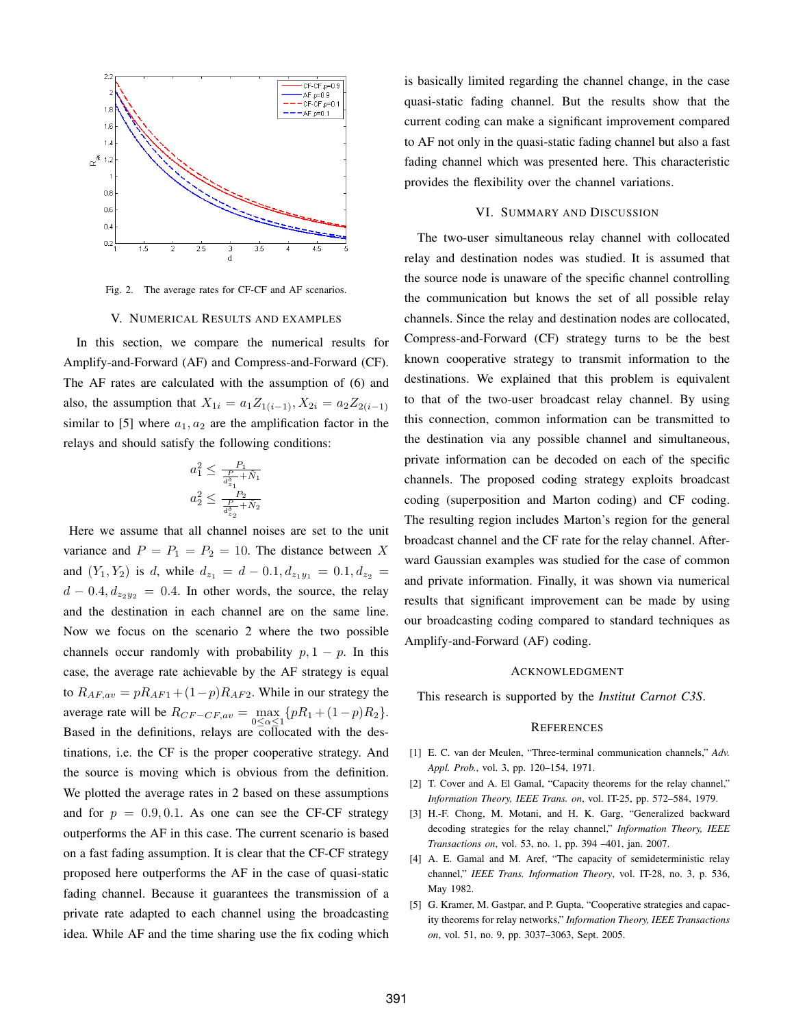2.2
2
1.8
1.6
1.4
1.2
1
0.8
0.6
0.4
0.2

1 1.5 2 2.5 3 3.5 4 4.5 5

d

$R_{av}$

CF-CF, p=0.9
AF, p=0.9
CF-CF, p=0.1
AF, p=0.1

Fig. 2. The average rates for CF-CF and AF scenarios.

## V. Numerical Results and Examples

In this section, we compare the numerical results for Amplify-and-Forward (AF) and Compress-and-Forward (CF). The AF rates are calculated with the assumption of (6) and also, the assumption that $X_{1i} = a_1 Z_{1(i-1)}, X_{2i} = a_2 Z_{2(i-1)}$ similar to [5] where $a_1, a_2$ are the amplification factor in the relays and should satisfy the following conditions:

$$a_1^2 \leq \frac{P_1}{\frac{P}{d_{z_1}^2} + N_1}$$

$$a_2^2 \leq \frac{P_2}{\frac{P}{d_{z_2}^2} + N_2}$$

Here we assume that all channel noises are set to the unit variance and $P = P_1 = P_2 = 10$. The distance between $X$ and $(Y_1, Y_2)$ is $d$, while $d_{z_1} = d - 0.1, d_{z_1 y_1} = 0.1, d_{z_2} = d - 0.4, d_{z_2 y_2} = 0.4$. In other words, the source, the relay and the destination in each channel are on the same line. Now we focus on the scenario 2 where the two possible channels occur randomly with probability $p, 1-p$. In this case, the average rate achievable by the AF strategy is equal to $R_{AF,av} = pR_{AF1} + (1-p)R_{AF2}$. While in our strategy the average rate will be $R_{CF-CF,av} = \max_{0 \leq \alpha \leq 1} \{pR_1 + (1-p)R_2\}$. Based in the definitions, relays are collocated with the destinations, i.e. the CF is the proper cooperative strategy. And the source is moving which is obvious from the definition. We plotted the average rates in 2 based on these assumptions and for $p = 0.9, 0.1$. As one can see the CF-CF strategy outperforms the AF in this case. The current scenario is based on a fast fading assumption. It is clear that the CF-CF strategy proposed here outperforms the AF in the case of quasi-static fading channel. Because it guarantees the transmission of a private rate adapted to each channel using the broadcasting idea. While AF and the time sharing use the fix coding which is basically limited regarding the channel change, in the case quasi-static fading channel. But the results show that the current coding can make a significant improvement compared to AF not only in the quasi-static fading channel but also a fast fading channel which was presented here. This characteristic provides the flexibility over the channel variations.

## VI. Summary and Discussion

The two-user simultaneous relay channel with collocated relay and destination nodes was studied. It is assumed that the source node is unaware of the specific channel controlling the communication but knows the set of all possible relay channels. Since the relay and destination nodes are collocated, Compress-and-Forward (CF) strategy turns to be the best known cooperative strategy to transmit information to the destinations. We explained that this problem is equivalent to that of the two-user broadcast relay channel. By using this connection, common information can be transmitted to the destination via any possible channel and simultaneous, private information can be decoded on each of the specific channels. The proposed coding strategy exploits broadcast coding (superposition and Marton coding) and CF coding. The resulting region includes Marton's region for the general broadcast channel and the CF rate for the relay channel. Afterward Gaussian examples was studied for the case of common and private information. Finally, it was shown via numerical results that significant improvement can be made by using our broadcasting coding compared to standard techniques as Amplify-and-Forward (AF) coding.

## Acknowledgment

This research is supported by the *Institut Carnot C3S*.

## References

[1] E. C. van der Meulen, "Three-terminal communication channels," *Adv. Appl. Prob.*, vol. 3, pp. 120–154, 1971.

[2] T. Cover and A. El Gamal, "Capacity theorems for the relay channel," *Information Theory, IEEE Trans. on*, vol. IT-25, pp. 572–584, 1979.

[3] H.-F. Chong, M. Motani, and H. K. Garg, "Generalized backward decoding strategies for the relay channel," *Information Theory, IEEE Transactions on*, vol. 53, no. 1, pp. 394 –401, jan. 2007.

[4] A. E. Gamal and M. Aref, "The capacity of semideterministic relay channel," *IEEE Trans. Information Theory*, vol. IT-28, no. 3, p. 536, May 1982.

[5] G. Kramer, M. Gastpar, and P. Gupta, "Cooperative strategies and capacity theorems for relay networks," *Information Theory, IEEE Transactions on*, vol. 51, no. 9, pp. 3037–3063, Sept. 2005.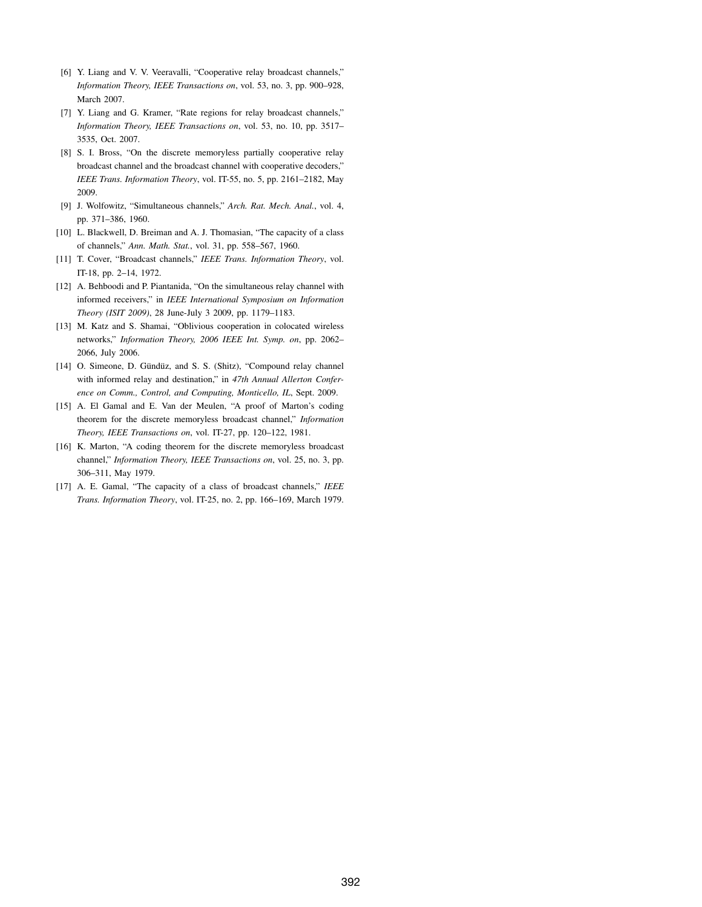[6] Y. Liang and V. V. Veeravalli, "Cooperative relay broadcast channels," *Information Theory, IEEE Transactions on*, vol. 53, no. 3, pp. 900–928, March 2007.

[7] Y. Liang and G. Kramer, "Rate regions for relay broadcast channels," *Information Theory, IEEE Transactions on*, vol. 53, no. 10, pp. 3517–3535, Oct. 2007.

[8] S. I. Bross, "On the discrete memoryless partially cooperative relay broadcast channel and the broadcast channel with cooperative decoders," *IEEE Trans. Information Theory*, vol. IT-55, no. 5, pp. 2161–2182, May 2009.

[9] J. Wolfowitz, "Simultaneous channels," *Arch. Rat. Mech. Anal.*, vol. 4, pp. 371–386, 1960.

[10] L. Blackwell, D. Breiman and A. J. Thomasian, "The capacity of a class of channels," *Ann. Math. Stat.*, vol. 31, pp. 558–567, 1960.

[11] T. Cover, "Broadcast channels," *IEEE Trans. Information Theory*, vol. IT-18, pp. 2–14, 1972.

[12] A. Behboodi and P. Piantanida, "On the simultaneous relay channel with informed receivers," in *IEEE International Symposium on Information Theory (ISIT 2009)*, 28 June-July 3 2009, pp. 1179–1183.

[13] M. Katz and S. Shamai, "Oblivious cooperation in colocated wireless networks," *Information Theory, 2006 IEEE Int. Symp. on*, pp. 2062–2066, July 2006.

[14] O. Simeone, D. Gündüz, and S. S. (Shitz), "Compound relay channel with informed relay and destination," in *47th Annual Allerton Conference on Comm., Control, and Computing, Monticello, IL*, Sept. 2009.

[15] A. El Gamal and E. Van der Meulen, "A proof of Marton's coding theorem for the discrete memoryless broadcast channel," *Information Theory, IEEE Transactions on*, vol. IT-27, pp. 120–122, 1981.

[16] K. Marton, "A coding theorem for the discrete memoryless broadcast channel," *Information Theory, IEEE Transactions on*, vol. 25, no. 3, pp. 306–311, May 1979.

[17] A. E. Gamal, "The capacity of a class of broadcast channels," *IEEE Trans. Information Theory*, vol. IT-25, no. 2, pp. 166–169, March 1979.